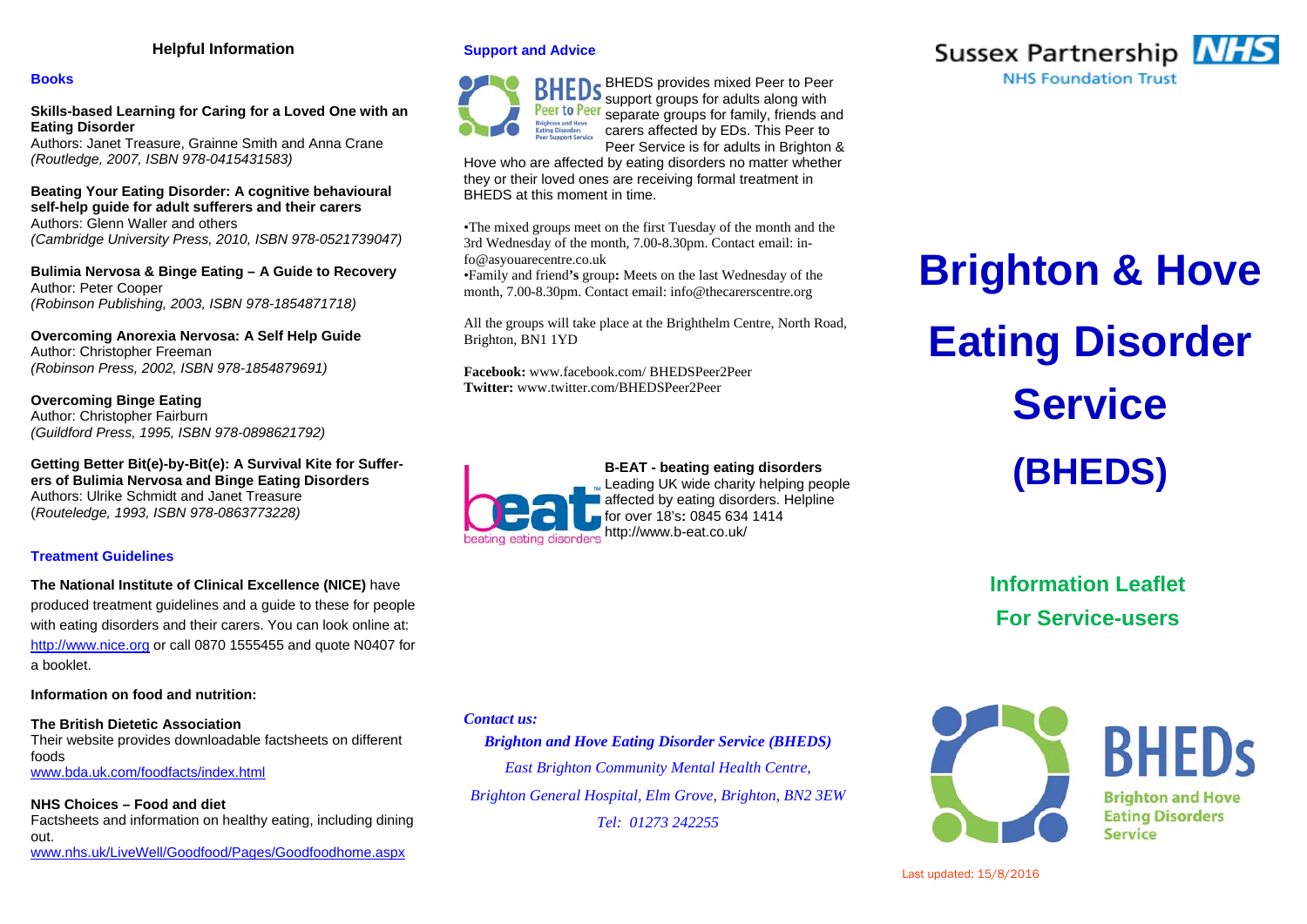## Helpful Information

### Books

**Skills-based Learning for Caring for a Loved One with an Eating Disorder**
Authors: Janet Treasure, Grainne Smith and Anna Crane
*(Routledge, 2007, ISBN 978-0415431583)*

**Beating Your Eating Disorder: A cognitive behavioural self-help guide for adult sufferers and their carers**
Authors: Glenn Waller and others
*(Cambridge University Press, 2010, ISBN 978-0521739047)*

**Bulimia Nervosa & Binge Eating – A Guide to Recovery**
Author: Peter Cooper
*(Robinson Publishing, 2003, ISBN 978-1854871718)*

**Overcoming Anorexia Nervosa: A Self Help Guide**
Author: Christopher Freeman
*(Robinson Press, 2002, ISBN 978-1854879691)*

**Overcoming Binge Eating**
Author: Christopher Fairburn
*(Guildford Press, 1995, ISBN 978-0898621792)*

**Getting Better Bit(e)-by-Bit(e): A Survival Kite for Sufferers of Bulimia Nervosa and Binge Eating Disorders**
Authors: Ulrike Schmidt and Janet Treasure
(*Routeledge, 1993, ISBN 978-0863773228)*

### Treatment Guidelines

**The National Institute of Clinical Excellence (NICE)** have produced treatment guidelines and a guide to these for people with eating disorders and their carers. You can look online at: http://www.nice.org or call 0870 1555455 and quote N0407 for a booklet.

**Information on food and nutrition:**

**The British Dietetic Association**
Their website provides downloadable factsheets on different foods
www.bda.uk.com/foodfacts/index.html

**NHS Choices – Food and diet**
Factsheets and information on healthy eating, including dining out.
www.nhs.uk/LiveWell/Goodfood/Pages/Goodfoodhome.aspx

### Support and Advice

BHEDS provides mixed Peer to Peer support groups for adults along with separate groups for family, friends and carers affected by EDs. This Peer to Peer Service is for adults in Brighton & Hove who are affected by eating disorders no matter whether they or their loved ones are receiving formal treatment in BHEDS at this moment in time.

- The mixed groups meet on the first Tuesday of the month and the 3rd Wednesday of the month, 7.00-8.30pm. Contact email: info@asyouarecentre.co.uk
- Family and friend**'s** group**:** Meets on the last Wednesday of the month, 7.00-8.30pm. Contact email: info@thecarerscentre.org

All the groups will take place at the Brighthelm Centre, North Road, Brighton, BN1 1YD

**Facebook:** www.facebook.com/ BHEDSPeer2Peer
**Twitter:** www.twitter.com/BHEDSPeer2Peer

**B-EAT - beating eating disorders**
Leading UK wide charity helping people affected by eating disorders. Helpline for over 18's**:** 0845 634 1414
http://www.b-eat.co.uk/

*Contact us:*

***Brighton and Hove Eating Disorder Service (BHEDS)***
*East Brighton Community Mental Health Centre,*
*Brighton General Hospital, Elm Grove, Brighton, BN2 3EW*
*Tel: 01273 242255*

Sussex Partnership NHS
NHS Foundation Trust

# Brighton & Hove Eating Disorder Service (BHEDS)

## Information Leaflet For Service-users

BHEDs
Brighton and Hove Eating Disorders Service

Last updated: 15/8/2016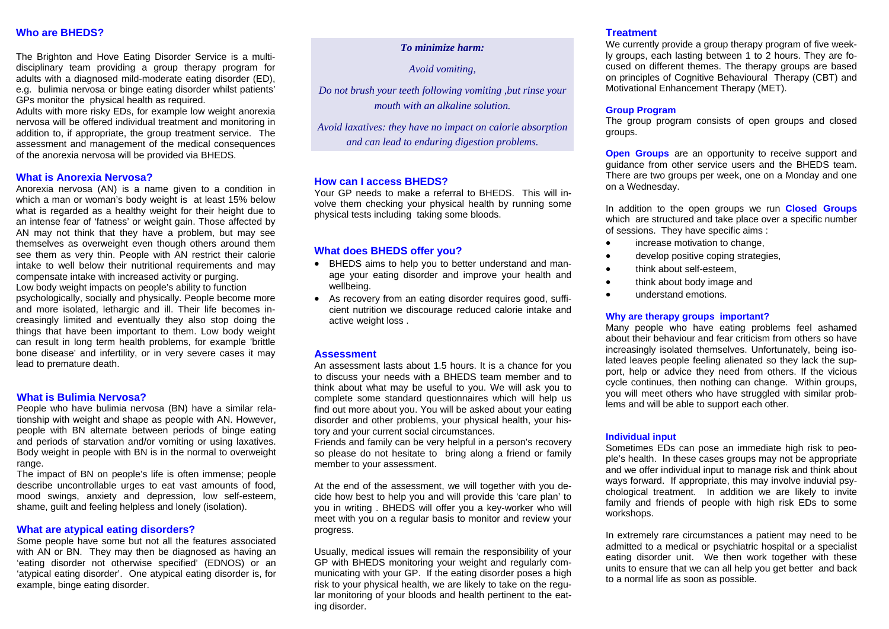## Who are BHEDS?

The Brighton and Hove Eating Disorder Service is a multi-disciplinary team providing a group therapy program for adults with a diagnosed mild-moderate eating disorder (ED), e.g. bulimia nervosa or binge eating disorder whilst patients' GPs monitor the physical health as required.

Adults with more risky EDs, for example low weight anorexia nervosa will be offered individual treatment and monitoring in addition to, if appropriate, the group treatment service. The assessment and management of the medical consequences of the anorexia nervosa will be provided via BHEDS.

## What is Anorexia Nervosa?

Anorexia nervosa (AN) is a name given to a condition in which a man or woman's body weight is at least 15% below what is regarded as a healthy weight for their height due to an intense fear of 'fatness' or weight gain. Those affected by AN may not think that they have a problem, but may see themselves as overweight even though others around them see them as very thin. People with AN restrict their calorie intake to well below their nutritional requirements and may compensate intake with increased activity or purging.

Low body weight impacts on people's ability to function psychologically, socially and physically. People become more and more isolated, lethargic and ill. Their life becomes increasingly limited and eventually they also stop doing the things that have been important to them. Low body weight can result in long term health problems, for example 'brittle bone disease' and infertility, or in very severe cases it may lead to premature death.

## What is Bulimia Nervosa?

People who have bulimia nervosa (BN) have a similar relationship with weight and shape as people with AN. However, people with BN alternate between periods of binge eating and periods of starvation and/or vomiting or using laxatives. Body weight in people with BN is in the normal to overweight range.

The impact of BN on people's life is often immense; people describe uncontrollable urges to eat vast amounts of food, mood swings, anxiety and depression, low self-esteem, shame, guilt and feeling helpless and lonely (isolation).

## What are atypical eating disorders?

Some people have some but not all the features associated with AN or BN. They may then be diagnosed as having an 'eating disorder not otherwise specified' (EDNOS) or an 'atypical eating disorder'. One atypical eating disorder is, for example, binge eating disorder.

***To minimize harm:***

*Avoid vomiting,*

*Do not brush your teeth following vomiting ,but rinse your mouth with an alkaline solution.*

*Avoid laxatives: they have no impact on calorie absorption and can lead to enduring digestion problems.*

## How can I access BHEDS?

Your GP needs to make a referral to BHEDS. This will involve them checking your physical health by running some physical tests including taking some bloods.

## What does BHEDS offer you?

- BHEDS aims to help you to better understand and manage your eating disorder and improve your health and wellbeing.
- As recovery from an eating disorder requires good, sufficient nutrition we discourage reduced calorie intake and active weight loss .

## Assessment

An assessment lasts about 1.5 hours. It is a chance for you to discuss your needs with a BHEDS team member and to think about what may be useful to you. We will ask you to complete some standard questionnaires which will help us find out more about you. You will be asked about your eating disorder and other problems, your physical health, your history and your current social circumstances.

Friends and family can be very helpful in a person's recovery so please do not hesitate to bring along a friend or family member to your assessment.

At the end of the assessment, we will together with you decide how best to help you and will provide this 'care plan' to you in writing . BHEDS will offer you a key-worker who will meet with you on a regular basis to monitor and review your progress.

Usually, medical issues will remain the responsibility of your GP with BHEDS monitoring your weight and regularly communicating with your GP. If the eating disorder poses a high risk to your physical health, we are likely to take on the regular monitoring of your bloods and health pertinent to the eating disorder.

## Treatment

We currently provide a group therapy program of five weekly groups, each lasting between 1 to 2 hours. They are focused on different themes. The therapy groups are based on principles of Cognitive Behavioural Therapy (CBT) and Motivational Enhancement Therapy (MET).

### Group Program

The group program consists of open groups and closed groups.

**Open Groups** are an opportunity to receive support and guidance from other service users and the BHEDS team. There are two groups per week, one on a Monday and one on a Wednesday.

In addition to the open groups we run **Closed Groups** which are structured and take place over a specific number of sessions. They have specific aims :

- increase motivation to change,
- develop positive coping strategies,
- think about self-esteem,
- think about body image and
- understand emotions.

### Why are therapy groups important?

Many people who have eating problems feel ashamed about their behaviour and fear criticism from others so have increasingly isolated themselves. Unfortunately, being isolated leaves people feeling alienated so they lack the support, help or advice they need from others. If the vicious cycle continues, then nothing can change. Within groups, you will meet others who have struggled with similar problems and will be able to support each other.

### Individual input

Sometimes EDs can pose an immediate high risk to people's health. In these cases groups may not be appropriate and we offer individual input to manage risk and think about ways forward. If appropriate, this may involve induvial psychological treatment. In addition we are likely to invite family and friends of people with high risk EDs to some workshops.

In extremely rare circumstances a patient may need to be admitted to a medical or psychiatric hospital or a specialist eating disorder unit. We then work together with these units to ensure that we can all help you get better and back to a normal life as soon as possible.